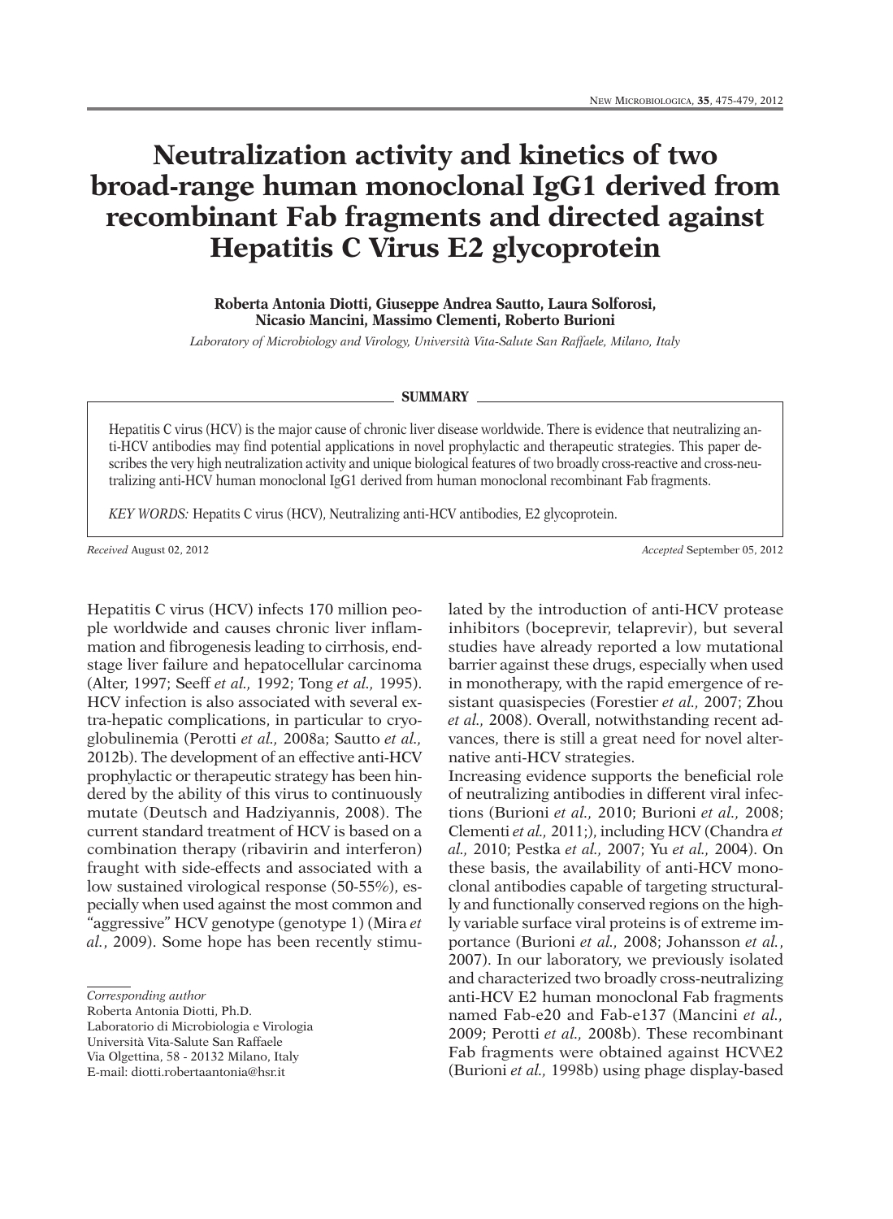# Neutralization activity and kinetics of two broad-range human monoclonal IgG1 derived from recombinant Fab fragments and directed against Hepatitis C Virus E2 glycoprotein

**Roberta Antonia Diotti, Giuseppe Andrea Sautto, Laura Solforosi, Nicasio Mancini, Massimo Clementi, Roberto Burioni**

*Laboratory of Microbiology and Virology, Università Vita-Salute San Raffaele, Milano, Italy*

## SUMMARY

Hepatitis C virus (HCV) is the major cause of chronic liver disease worldwide. There is evidence that neutralizing anti-HCV antibodies may find potential applications in novel prophylactic and therapeutic strategies. This paper describes the very high neutralization activity and unique biological features of two broadly cross-reactive and cross-neutralizing anti-HCV human monoclonal IgG1 derived from human monoclonal recombinant Fab fragments.

*KEY WORDS:* Hepatits C virus (HCV), Neutralizing anti-HCV antibodies, E2 glycoprotein.

*Received* August 02, 2012 *Accepted* September 05, 2012

Hepatitis C virus (HCV) infects 170 million people worldwide and causes chronic liver inflammation and fibrogenesis leading to cirrhosis, end-stage liver failure and hepatocellular carcinoma (Alter, 1997; Seeff *et al.,* 1992; Tong *et al.,* 1995). HCV infection is also associated with several extra-hepatic complications, in particular to cryoglobulinemia (Perotti *et al.,* 2008a; Sautto *et al.,* 2012b). The development of an effective anti-HCV prophylactic or therapeutic strategy has been hindered by the ability of this virus to continuously mutate (Deutsch and Hadziyannis, 2008). The current standard treatment of HCV is based on a combination therapy (ribavirin and interferon) fraught with side-effects and associated with a low sustained virological response (50-55%), especially when used against the most common and "aggressive" HCV genotype (genotype 1) (Mira *et al.*, 2009). Some hope has been recently stimulated by the introduction of anti-HCV protease inhibitors (boceprevir, telaprevir), but several studies have already reported a low mutational barrier against these drugs, especially when used in monotherapy, with the rapid emergence of resistant quasispecies (Forestier *et al.,* 2007; Zhou *et al.,* 2008). Overall, notwithstanding recent advances, there is still a great need for novel alternative anti-HCV strategies.

Increasing evidence supports the beneficial role of neutralizing antibodies in different viral infections (Burioni *et al.,* 2010; Burioni *et al.,* 2008; Clementi *et al.,* 2011;), including HCV (Chandra *et al.,* 2010; Pestka *et al.,* 2007; Yu *et al.,* 2004). On these basis, the availability of anti-HCV monoclonal antibodies capable of targeting structurally and functionally conserved regions on the highly variable surface viral proteins is of extreme importance (Burioni *et al.,* 2008; Johansson *et al.*, 2007). In our laboratory, we previously isolated and characterized two broadly cross-neutralizing anti-HCV E2 human monoclonal Fab fragments named Fab-e20 and Fab-e137 (Mancini *et al.,* 2009; Perotti *et al.,* 2008b). These recombinant Fab fragments were obtained against HCV\E2 (Burioni *et al.,* 1998b) using phage display-based

*Corresponding author*
Roberta Antonia Diotti, Ph.D.
Laboratorio di Microbiologia e Virologia
Università Vita-Salute San Raffaele
Via Olgettina, 58 - 20132 Milano, Italy
E-mail: diotti.robertaantonia@hsr.it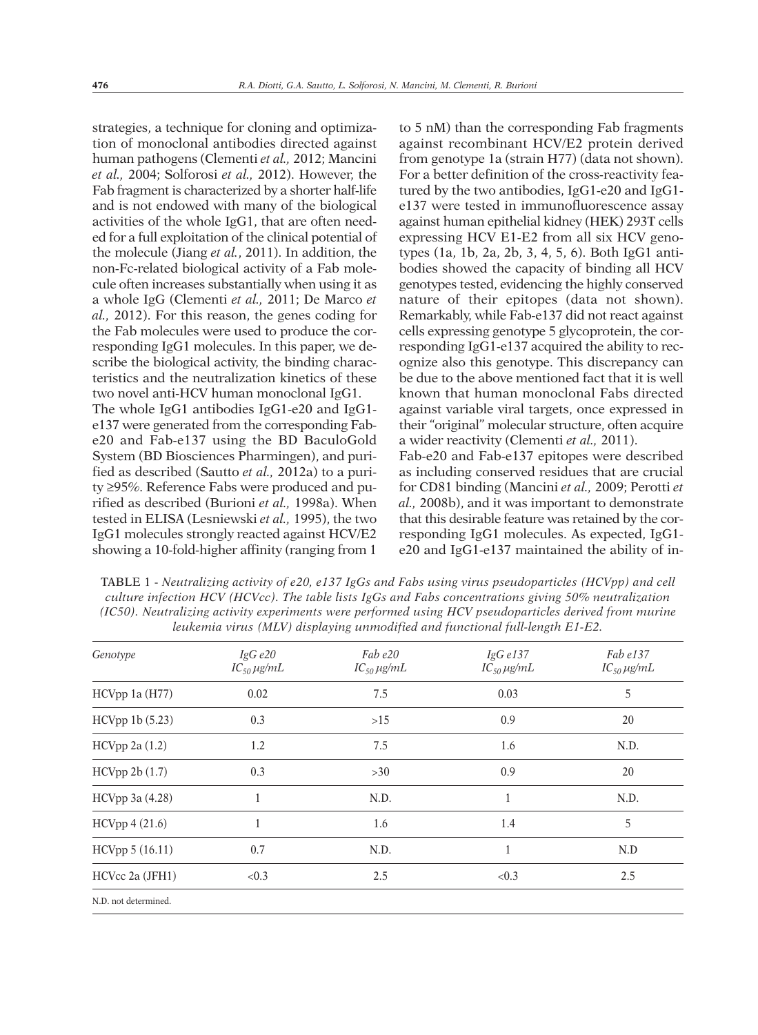strategies, a technique for cloning and optimization of monoclonal antibodies directed against human pathogens (Clementi *et al.,* 2012; Mancini *et al.,* 2004; Solforosi *et al.,* 2012). However, the Fab fragment is characterized by a shorter half-life and is not endowed with many of the biological activities of the whole IgG1, that are often needed for a full exploitation of the clinical potential of the molecule (Jiang *et al.*, 2011). In addition, the non-Fc-related biological activity of a Fab molecule often increases substantially when using it as a whole IgG (Clementi *et al.,* 2011; De Marco *et al.,* 2012). For this reason, the genes coding for the Fab molecules were used to produce the corresponding IgG1 molecules. In this paper, we describe the biological activity, the binding characteristics and the neutralization kinetics of these two novel anti-HCV human monoclonal IgG1.

The whole IgG1 antibodies IgG1-e20 and IgG1-e137 were generated from the corresponding Fab-e20 and Fab-e137 using the BD BaculoGold System (BD Biosciences Pharmingen), and purified as described (Sautto *et al.,* 2012a) to a purity ≥95%. Reference Fabs were produced and purified as described (Burioni *et al.,* 1998a). When tested in ELISA (Lesniewski *et al.,* 1995), the two IgG1 molecules strongly reacted against HCV/E2 showing a 10-fold-higher affinity (ranging from 1 to 5 nM) than the corresponding Fab fragments against recombinant HCV/E2 protein derived from genotype 1a (strain H77) (data not shown). For a better definition of the cross-reactivity featured by the two antibodies, IgG1-e20 and IgG1-e137 were tested in immunofluorescence assay against human epithelial kidney (HEK) 293T cells expressing HCV E1-E2 from all six HCV genotypes (1a, 1b, 2a, 2b, 3, 4, 5, 6). Both IgG1 antibodies showed the capacity of binding all HCV genotypes tested, evidencing the highly conserved nature of their epitopes (data not shown). Remarkably, while Fab-e137 did not react against cells expressing genotype 5 glycoprotein, the corresponding IgG1-e137 acquired the ability to recognize also this genotype. This discrepancy can be due to the above mentioned fact that it is well known that human monoclonal Fabs directed against variable viral targets, once expressed in their "original" molecular structure, often acquire a wider reactivity (Clementi *et al.,* 2011).

Fab-e20 and Fab-e137 epitopes were described as including conserved residues that are crucial for CD81 binding (Mancini *et al.,* 2009; Perotti *et al.,* 2008b), and it was important to demonstrate that this desirable feature was retained by the corresponding IgG1 molecules. As expected, IgG1-e20 and IgG1-e137 maintained the ability of in-

TABLE 1 - *Neutralizing activity of e20, e137 IgGs and Fabs using virus pseudoparticles (HCVpp) and cell culture infection HCV (HCVcc). The table lists IgGs and Fabs concentrations giving 50% neutralization (IC50). Neutralizing activity experiments were performed using HCV pseudoparticles derived from murine leukemia virus (MLV) displaying unmodified and functional full-length E1-E2.*

| *Genotype* | *IgG e20* $IC_{50}$ *μg/mL* | *Fab e20* $IC_{50}$ *μg/mL* | *IgG e137* $IC_{50}$ *μg/mL* | *Fab e137* $IC_{50}$ *μg/mL* |
|---|---|---|---|---|
| HCVpp 1a (H77) | 0.02 | 7.5 | 0.03 | 5 |
| HCVpp 1b (5.23) | 0.3 | >15 | 0.9 | 20 |
| HCVpp 2a (1.2) | 1.2 | 7.5 | 1.6 | N.D. |
| HCVpp 2b (1.7) | 0.3 | >30 | 0.9 | 20 |
| HCVpp 3a (4.28) | 1 | N.D. | 1 | N.D. |
| HCVpp 4 (21.6) | 1 | 1.6 | 1.4 | 5 |
| HCVpp 5 (16.11) | 0.7 | N.D. | 1 | N.D |
| HCVcc 2a (JFH1) | <0.3 | 2.5 | <0.3 | 2.5 |

N.D. not determined.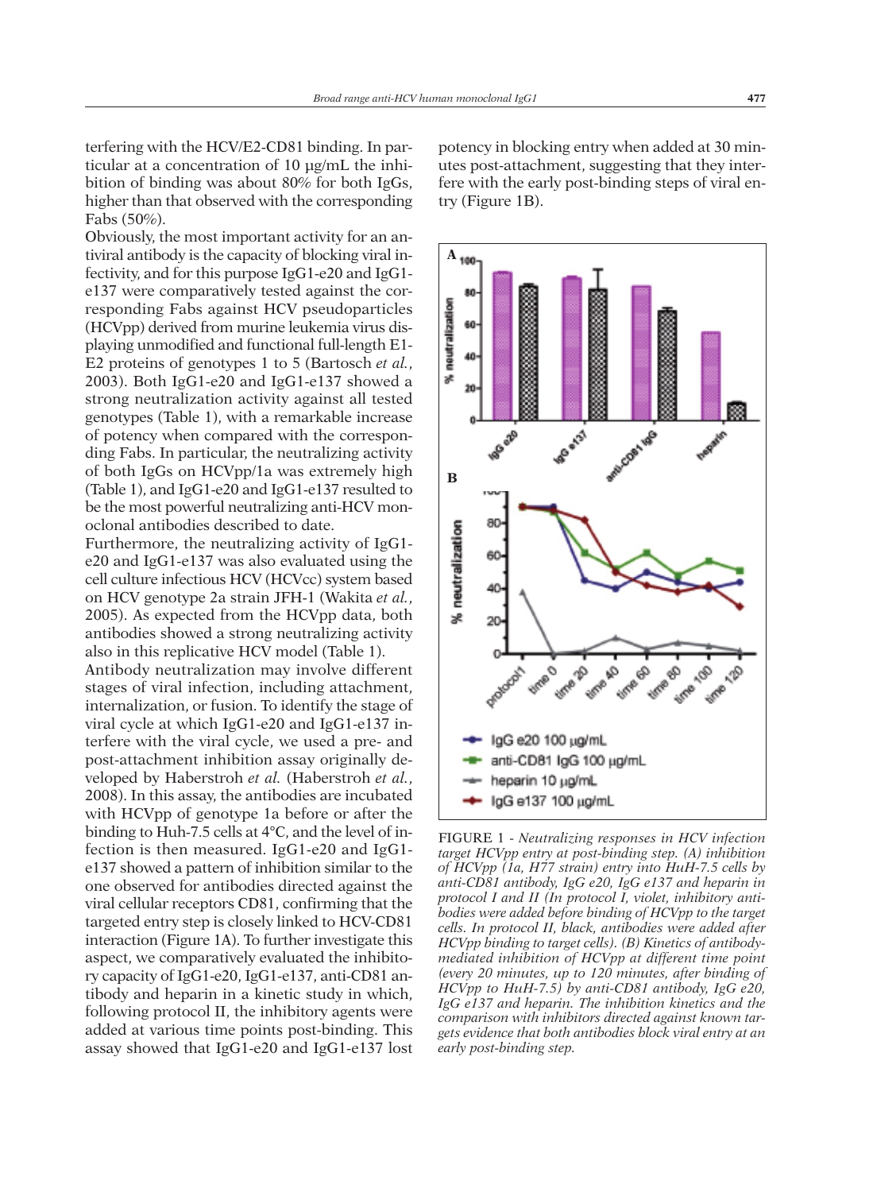terfering with the HCV/E2-CD81 binding. In particular at a concentration of 10 μg/mL the inhibition of binding was about 80% for both IgGs, higher than that observed with the corresponding Fabs (50%).

Obviously, the most important activity for an antiviral antibody is the capacity of blocking viral infectivity, and for this purpose IgG1-e20 and IgG1-e137 were comparatively tested against the corresponding Fabs against HCV pseudoparticles (HCVpp) derived from murine leukemia virus displaying unmodified and functional full-length E1-E2 proteins of genotypes 1 to 5 (Bartosch *et al.*, 2003). Both IgG1-e20 and IgG1-e137 showed a strong neutralization activity against all tested genotypes (Table 1), with a remarkable increase of potency when compared with the corresponding Fabs. In particular, the neutralizing activity of both IgGs on HCVpp/1a was extremely high (Table 1), and IgG1-e20 and IgG1-e137 resulted to be the most powerful neutralizing anti-HCV monoclonal antibodies described to date.

Furthermore, the neutralizing activity of IgG1-e20 and IgG1-e137 was also evaluated using the cell culture infectious HCV (HCVcc) system based on HCV genotype 2a strain JFH-1 (Wakita *et al.*, 2005). As expected from the HCVpp data, both antibodies showed a strong neutralizing activity also in this replicative HCV model (Table 1).

Antibody neutralization may involve different stages of viral infection, including attachment, internalization, or fusion. To identify the stage of viral cycle at which IgG1-e20 and IgG1-e137 interfere with the viral cycle, we used a pre- and post-attachment inhibition assay originally developed by Haberstroh *et al.* (Haberstroh *et al.*, 2008). In this assay, the antibodies are incubated with HCVpp of genotype 1a before or after the binding to Huh-7.5 cells at 4°C, and the level of infection is then measured. IgG1-e20 and IgG1-e137 showed a pattern of inhibition similar to the one observed for antibodies directed against the viral cellular receptors CD81, confirming that the targeted entry step is closely linked to HCV-CD81 interaction (Figure 1A). To further investigate this aspect, we comparatively evaluated the inhibitory capacity of IgG1-e20, IgG1-e137, anti-CD81 antibody and heparin in a kinetic study in which, following protocol II, the inhibitory agents were added at various time points post-binding. This assay showed that IgG1-e20 and IgG1-e137 lost potency in blocking entry when added at 30 minutes post-attachment, suggesting that they interfere with the early post-binding steps of viral entry (Figure 1B).

FIGURE 1 - *Neutralizing responses in HCV infection target HCVpp entry at post-binding step. (A) inhibition of HCVpp (1a, H77 strain) entry into HuH-7.5 cells by anti-CD81 antibody, IgG e20, IgG e137 and heparin in protocol I and II (In protocol I, violet, inhibitory antibodies were added before binding of HCVpp to the target cells. In protocol II, black, antibodies were added after HCVpp binding to target cells). (B) Kinetics of antibody-mediated inhibition of HCVpp at different time point (every 20 minutes, up to 120 minutes, after binding of HCVpp to HuH-7.5) by anti-CD81 antibody, IgG e20, IgG e137 and heparin. The inhibition kinetics and the comparison with inhibitors directed against known targets evidence that both antibodies block viral entry at an early post-binding step.*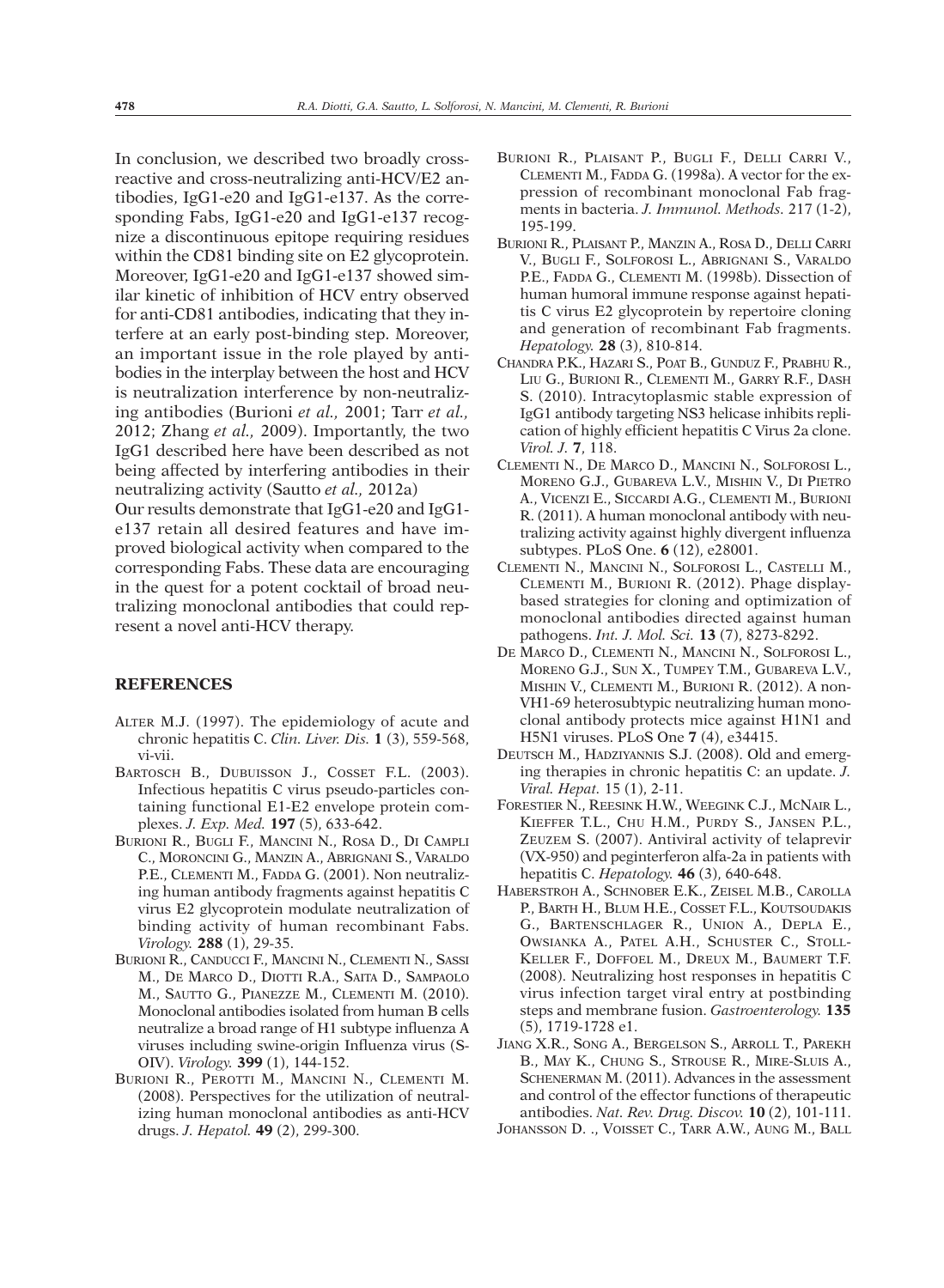In conclusion, we described two broadly cross-reactive and cross-neutralizing anti-HCV/E2 antibodies, IgG1-e20 and IgG1-e137. As the corresponding Fabs, IgG1-e20 and IgG1-e137 recognize a discontinuous epitope requiring residues within the CD81 binding site on E2 glycoprotein. Moreover, IgG1-e20 and IgG1-e137 showed similar kinetic of inhibition of HCV entry observed for anti-CD81 antibodies, indicating that they interfere at an early post-binding step. Moreover, an important issue in the role played by antibodies in the interplay between the host and HCV is neutralization interference by non-neutralizing antibodies (Burioni *et al.,* 2001; Tarr *et al.,* 2012; Zhang *et al.,* 2009). Importantly, the two IgG1 described here have been described as not being affected by interfering antibodies in their neutralizing activity (Sautto *et al.,* 2012a)

Our results demonstrate that IgG1-e20 and IgG1-e137 retain all desired features and have improved biological activity when compared to the corresponding Fabs. These data are encouraging in the quest for a potent cocktail of broad neutralizing monoclonal antibodies that could represent a novel anti-HCV therapy.

## REFERENCES

- ALTER M.J. (1997). The epidemiology of acute and chronic hepatitis C. *Clin. Liver. Dis.* **1** (3), 559-568, vi-vii.
- BARTOSCH B., DUBUISSON J., COSSET F.L. (2003). Infectious hepatitis C virus pseudo-particles containing functional E1-E2 envelope protein complexes. *J. Exp. Med.* **197** (5), 633-642.
- BURIONI R., BUGLI F., MANCINI N., ROSA D., DI CAMPLI C., MORONCINI G., MANZIN A., ABRIGNANI S., VARALDO P.E., CLEMENTI M., FADDA G. (2001). Non neutralizing human antibody fragments against hepatitis C virus E2 glycoprotein modulate neutralization of binding activity of human recombinant Fabs. *Virology.* **288** (1), 29-35.
- BURIONI R., CANDUCCI F., MANCINI N., CLEMENTI N., SASSI M., DE MARCO D., DIOTTI R.A., SAITA D., SAMPAOLO M., SAUTTO G., PIANEZZE M., CLEMENTI M. (2010). Monoclonal antibodies isolated from human B cells neutralize a broad range of H1 subtype influenza A viruses including swine-origin Influenza virus (S-OIV). *Virology.* **399** (1), 144-152.
- BURIONI R., PEROTTI M., MANCINI N., CLEMENTI M. (2008). Perspectives for the utilization of neutralizing human monoclonal antibodies as anti-HCV drugs. *J. Hepatol.* **49** (2), 299-300.
- BURIONI R., PLAISANT P., BUGLI F., DELLI CARRI V., CLEMENTI M., FADDA G. (1998a). A vector for the expression of recombinant monoclonal Fab fragments in bacteria. *J. Immunol. Methods.* 217 (1-2), 195-199.
- BURIONI R., PLAISANT P., MANZIN A., ROSA D., DELLI CARRI V., BUGLI F., SOLFOROSI L., ABRIGNANI S., VARALDO P.E., FADDA G., CLEMENTI M. (1998b). Dissection of human humoral immune response against hepatitis C virus E2 glycoprotein by repertoire cloning and generation of recombinant Fab fragments. *Hepatology.* **28** (3), 810-814.
- CHANDRA P.K., HAZARI S., POAT B., GUNDUZ F., PRABHU R., LIU G., BURIONI R., CLEMENTI M., GARRY R.F., DASH S. (2010). Intracytoplasmic stable expression of IgG1 antibody targeting NS3 helicase inhibits replication of highly efficient hepatitis C Virus 2a clone. *Virol. J.* **7**, 118.
- CLEMENTI N., DE MARCO D., MANCINI N., SOLFOROSI L., MORENO G.J., GUBAREVA L.V., MISHIN V., DI PIETRO A., VICENZI E., SICCARDI A.G., CLEMENTI M., BURIONI R. (2011). A human monoclonal antibody with neutralizing activity against highly divergent influenza subtypes. PLoS One. **6** (12), e28001.
- CLEMENTI N., MANCINI N., SOLFOROSI L., CASTELLI M., CLEMENTI M., BURIONI R. (2012). Phage display-based strategies for cloning and optimization of monoclonal antibodies directed against human pathogens. *Int. J. Mol. Sci.* **13** (7), 8273-8292.
- DE MARCO D., CLEMENTI N., MANCINI N., SOLFOROSI L., MORENO G.J., SUN X., TUMPEY T.M., GUBAREVA L.V., MISHIN V., CLEMENTI M., BURIONI R. (2012). A non-VH1-69 heterosubtypic neutralizing human monoclonal antibody protects mice against H1N1 and H5N1 viruses. PLoS One **7** (4), e34415.
- DEUTSCH M., HADZIYANNIS S.J. (2008). Old and emerging therapies in chronic hepatitis C: an update. *J. Viral. Hepat.* 15 (1), 2-11.
- FORESTIER N., REESINK H.W., WEEGINK C.J., MCNAIR L., KIEFFER T.L., CHU H.M., PURDY S., JANSEN P.L., ZEUZEM S. (2007). Antiviral activity of telaprevir (VX-950) and peginterferon alfa-2a in patients with hepatitis C. *Hepatology.* **46** (3), 640-648.
- HABERSTROH A., SCHNOBER E.K., ZEISEL M.B., CAROLLA P., BARTH H., BLUM H.E., COSSET F.L., KOUTSOUDAKIS G., BARTENSCHLAGER R., UNION A., DEPLA E., OWSIANKA A., PATEL A.H., SCHUSTER C., STOLL-KELLER F., DOFFOEL M., DREUX M., BAUMERT T.F. (2008). Neutralizing host responses in hepatitis C virus infection target viral entry at postbinding steps and membrane fusion. *Gastroenterology.* **135** (5), 1719-1728 e1.
- JIANG X.R., SONG A., BERGELSON S., ARROLL T., PAREKH B., MAY K., CHUNG S., STROUSE R., MIRE-SLUIS A., SCHENERMAN M. (2011). Advances in the assessment and control of the effector functions of therapeutic antibodies. *Nat. Rev. Drug. Discov.* **10** (2), 101-111.
- JOHANSSON D. ., VOISSET C., TARR A.W., AUNG M., BALL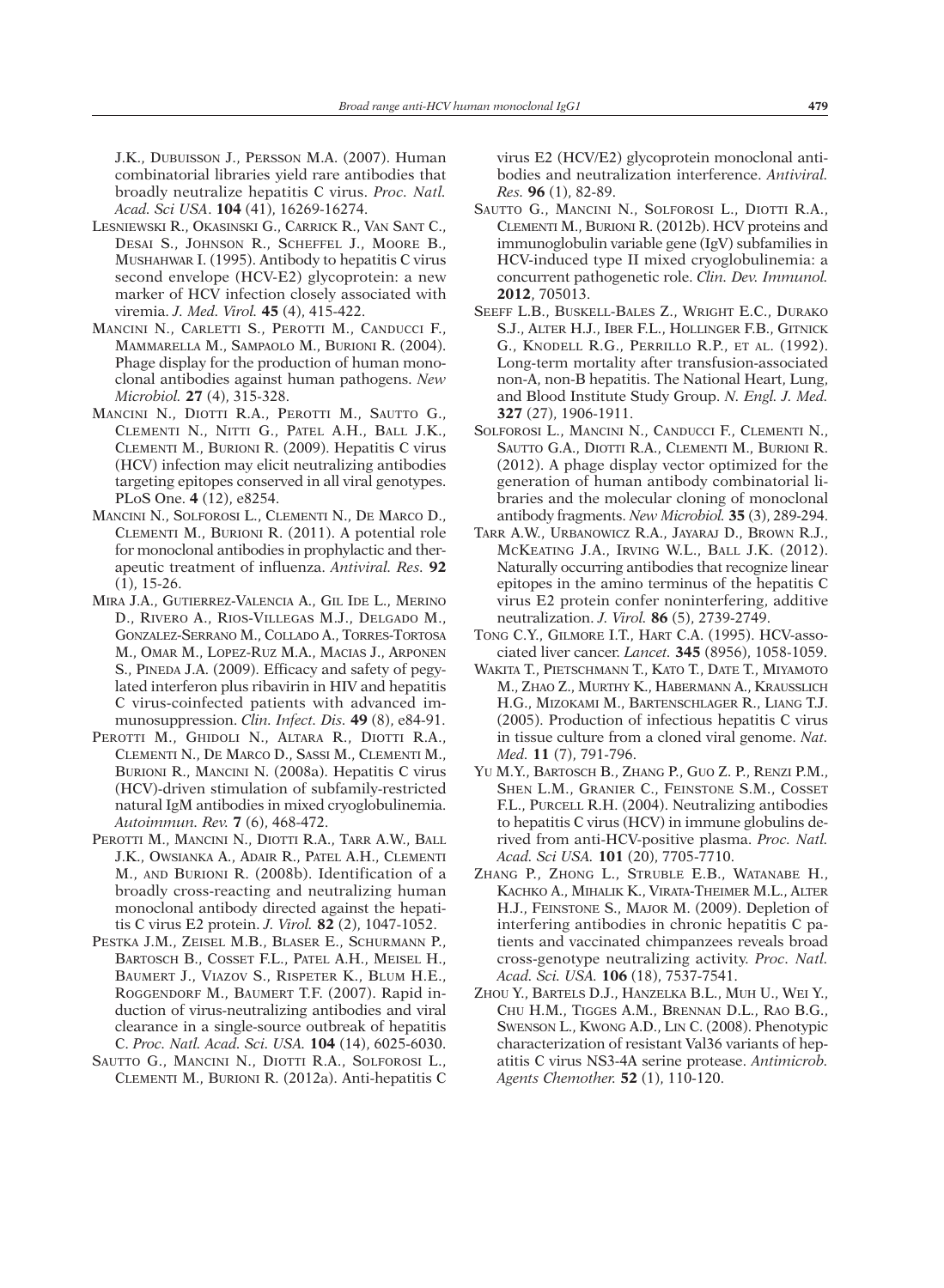J.K., Dubuisson J., Persson M.A. (2007). Human combinatorial libraries yield rare antibodies that broadly neutralize hepatitis C virus. *Proc. Natl. Acad. Sci USA*. **104** (41), 16269-16274.

Lesniewski R., Okasinski G., Carrick R., Van Sant C., Desai S., Johnson R., Scheffel J., Moore B., Mushahwar I. (1995). Antibody to hepatitis C virus second envelope (HCV-E2) glycoprotein: a new marker of HCV infection closely associated with viremia. *J. Med. Virol.* **45** (4), 415-422.

Mancini N., Carletti S., Perotti M., Canducci F., Mammarella M., Sampaolo M., Burioni R. (2004). Phage display for the production of human monoclonal antibodies against human pathogens. *New Microbiol.* **27** (4), 315-328.

Mancini N., Diotti R.A., Perotti M., Sautto G., Clementi N., Nitti G., Patel A.H., Ball J.K., Clementi M., Burioni R. (2009). Hepatitis C virus (HCV) infection may elicit neutralizing antibodies targeting epitopes conserved in all viral genotypes. PLoS One. **4** (12), e8254.

Mancini N., Solforosi L., Clementi N., De Marco D., Clementi M., Burioni R. (2011). A potential role for monoclonal antibodies in prophylactic and therapeutic treatment of influenza. *Antiviral. Res.* **92** (1), 15-26.

Mira J.A., Gutierrez-Valencia A., Gil Ide L., Merino D., Rivero A., Rios-Villegas M.J., Delgado M., Gonzalez-Serrano M., Collado A., Torres-Tortosa M., Omar M., Lopez-Ruz M.A., Macias J., Arponen S., Pineda J.A. (2009). Efficacy and safety of pegylated interferon plus ribavirin in HIV and hepatitis C virus-coinfected patients with advanced immunosuppression. *Clin. Infect. Dis.* **49** (8), e84-91.

Perotti M., Ghidoli N., Altara R., Diotti R.A., Clementi N., De Marco D., Sassi M., Clementi M., Burioni R., Mancini N. (2008a). Hepatitis C virus (HCV)-driven stimulation of subfamily-restricted natural IgM antibodies in mixed cryoglobulinemia. *Autoimmun. Rev.* **7** (6), 468-472.

Perotti M., Mancini N., Diotti R.A., Tarr A.W., Ball J.K., Owsianka A., Adair R., Patel A.H., Clementi M., and Burioni R. (2008b). Identification of a broadly cross-reacting and neutralizing human monoclonal antibody directed against the hepatitis C virus E2 protein. *J. Virol.* **82** (2), 1047-1052.

Pestka J.M., Zeisel M.B., Blaser E., Schurmann P., Bartosch B., Cosset F.L., Patel A.H., Meisel H., Baumert J., Viazov S., Rispeter K., Blum H.E., Roggendorf M., Baumert T.F. (2007). Rapid induction of virus-neutralizing antibodies and viral clearance in a single-source outbreak of hepatitis C. *Proc. Natl. Acad. Sci. USA.* **104** (14), 6025-6030.

Sautto G., Mancini N., Diotti R.A., Solforosi L., Clementi M., Burioni R. (2012a). Anti-hepatitis C virus E2 (HCV/E2) glycoprotein monoclonal antibodies and neutralization interference. *Antiviral. Res.* **96** (1), 82-89.

Sautto G., Mancini N., Solforosi L., Diotti R.A., Clementi M., Burioni R. (2012b). HCV proteins and immunoglobulin variable gene (IgV) subfamilies in HCV-induced type II mixed cryoglobulinemia: a concurrent pathogenetic role. *Clin. Dev. Immunol.* **2012**, 705013.

Seeff L.B., Buskell-Bales Z., Wright E.C., Durako S.J., Alter H.J., Iber F.L., Hollinger F.B., Gitnick G., Knodell R.G., Perrillo R.P., et al. (1992). Long-term mortality after transfusion-associated non-A, non-B hepatitis. The National Heart, Lung, and Blood Institute Study Group. *N. Engl. J. Med.* **327** (27), 1906-1911.

Solforosi L., Mancini N., Canducci F., Clementi N., Sautto G.A., Diotti R.A., Clementi M., Burioni R. (2012). A phage display vector optimized for the generation of human antibody combinatorial libraries and the molecular cloning of monoclonal antibody fragments. *New Microbiol.* **35** (3), 289-294.

Tarr A.W., Urbanowicz R.A., Jayaraj D., Brown R.J., McKeating J.A., Irving W.L., Ball J.K. (2012). Naturally occurring antibodies that recognize linear epitopes in the amino terminus of the hepatitis C virus E2 protein confer noninterfering, additive neutralization. *J. Virol.* **86** (5), 2739-2749.

Tong C.Y., Gilmore I.T., Hart C.A. (1995). HCV-associated liver cancer. *Lancet.* **345** (8956), 1058-1059.

Wakita T., Pietschmann T., Kato T., Date T., Miyamoto M., Zhao Z., Murthy K., Habermann A., Krausslich H.G., Mizokami M., Bartenschlager R., Liang T.J. (2005). Production of infectious hepatitis C virus in tissue culture from a cloned viral genome. *Nat. Med.* **11** (7), 791-796.

Yu M.Y., Bartosch B., Zhang P., Guo Z. P., Renzi P.M., Shen L.M., Granier C., Feinstone S.M., Cosset F.L., Purcell R.H. (2004). Neutralizing antibodies to hepatitis C virus (HCV) in immune globulins derived from anti-HCV-positive plasma. *Proc. Natl. Acad. Sci USA.* **101** (20), 7705-7710.

Zhang P., Zhong L., Struble E.B., Watanabe H., Kachko A., Mihalik K., Virata-Theimer M.L., Alter H.J., Feinstone S., Major M. (2009). Depletion of interfering antibodies in chronic hepatitis C patients and vaccinated chimpanzees reveals broad cross-genotype neutralizing activity. *Proc. Natl. Acad. Sci. USA.* **106** (18), 7537-7541.

Zhou Y., Bartels D.J., Hanzelka B.L., Muh U., Wei Y., Chu H.M., Tigges A.M., Brennan D.L., Rao B.G., Swenson L., Kwong A.D., Lin C. (2008). Phenotypic characterization of resistant Val36 variants of hepatitis C virus NS3-4A serine protease. *Antimicrob. Agents Chemother.* **52** (1), 110-120.